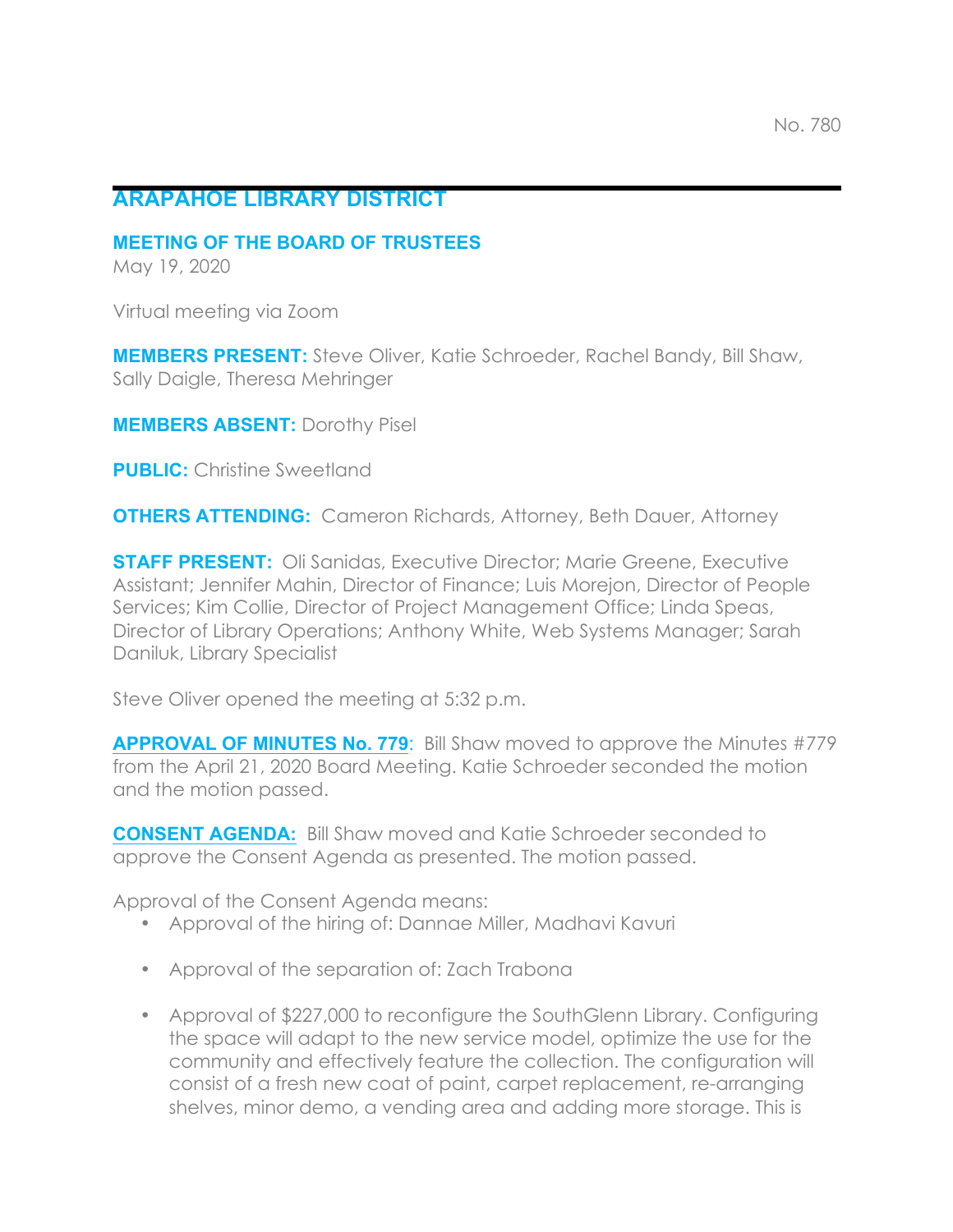No. 780

# ARAPAHOE LIBRARY DISTRICT

## MEETING OF THE BOARD OF TRUSTEES

May 19, 2020

Virtual meeting via Zoom

**MEMBERS PRESENT:** Steve Oliver, Katie Schroeder, Rachel Bandy, Bill Shaw, Sally Daigle, Theresa Mehringer

**MEMBERS ABSENT:** Dorothy Pisel

**PUBLIC:** Christine Sweetland

**OTHERS ATTENDING:** Cameron Richards, Attorney, Beth Dauer, Attorney

**STAFF PRESENT:** Oli Sanidas, Executive Director; Marie Greene, Executive Assistant; Jennifer Mahin, Director of Finance; Luis Morejon, Director of People Services; Kim Collie, Director of Project Management Office; Linda Speas, Director of Library Operations; Anthony White, Web Systems Manager; Sarah Daniluk, Library Specialist

Steve Oliver opened the meeting at 5:32 p.m.

**APPROVAL OF MINUTES No. 779**: Bill Shaw moved to approve the Minutes #779 from the April 21, 2020 Board Meeting. Katie Schroeder seconded the motion and the motion passed.

**CONSENT AGENDA:** Bill Shaw moved and Katie Schroeder seconded to approve the Consent Agenda as presented. The motion passed.

Approval of the Consent Agenda means:

- Approval of the hiring of: Dannae Miller, Madhavi Kavuri
- Approval of the separation of: Zach Trabona
- Approval of $227,000 to reconfigure the SouthGlenn Library. Configuring the space will adapt to the new service model, optimize the use for the community and effectively feature the collection. The configuration will consist of a fresh new coat of paint, carpet replacement, re-arranging shelves, minor demo, a vending area and adding more storage. This is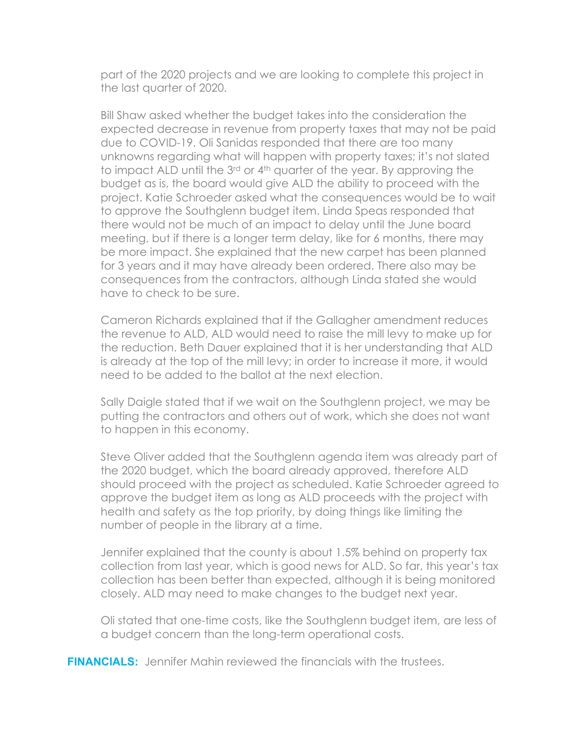part of the 2020 projects and we are looking to complete this project in the last quarter of 2020.

Bill Shaw asked whether the budget takes into the consideration the expected decrease in revenue from property taxes that may not be paid due to COVID-19. Oli Sanidas responded that there are too many unknowns regarding what will happen with property taxes; it's not slated to impact ALD until the 3rd or 4th quarter of the year. By approving the budget as is, the board would give ALD the ability to proceed with the project. Katie Schroeder asked what the consequences would be to wait to approve the Southglenn budget item. Linda Speas responded that there would not be much of an impact to delay until the June board meeting, but if there is a longer term delay, like for 6 months, there may be more impact. She explained that the new carpet has been planned for 3 years and it may have already been ordered. There also may be consequences from the contractors, although Linda stated she would have to check to be sure.

Cameron Richards explained that if the Gallagher amendment reduces the revenue to ALD, ALD would need to raise the mill levy to make up for the reduction. Beth Dauer explained that it is her understanding that ALD is already at the top of the mill levy; in order to increase it more, it would need to be added to the ballot at the next election.

Sally Daigle stated that if we wait on the Southglenn project, we may be putting the contractors and others out of work, which she does not want to happen in this economy.

Steve Oliver added that the Southglenn agenda item was already part of the 2020 budget, which the board already approved, therefore ALD should proceed with the project as scheduled. Katie Schroeder agreed to approve the budget item as long as ALD proceeds with the project with health and safety as the top priority, by doing things like limiting the number of people in the library at a time.

Jennifer explained that the county is about 1.5% behind on property tax collection from last year, which is good news for ALD. So far, this year's tax collection has been better than expected, although it is being monitored closely. ALD may need to make changes to the budget next year.

Oli stated that one-time costs, like the Southglenn budget item, are less of a budget concern than the long-term operational costs.

**FINANCIALS:** Jennifer Mahin reviewed the financials with the trustees.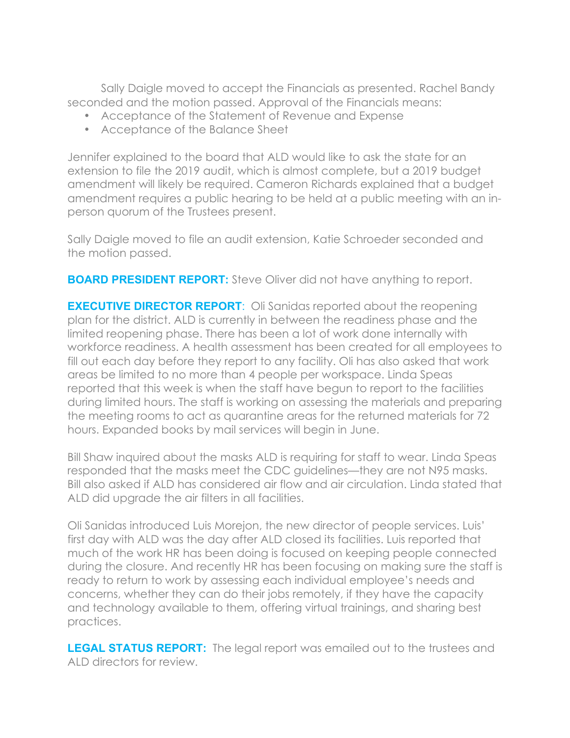Sally Daigle moved to accept the Financials as presented. Rachel Bandy seconded and the motion passed. Approval of the Financials means:

- Acceptance of the Statement of Revenue and Expense
- Acceptance of the Balance Sheet

Jennifer explained to the board that ALD would like to ask the state for an extension to file the 2019 audit, which is almost complete, but a 2019 budget amendment will likely be required. Cameron Richards explained that a budget amendment requires a public hearing to be held at a public meeting with an in-person quorum of the Trustees present.

Sally Daigle moved to file an audit extension, Katie Schroeder seconded and the motion passed.

**BOARD PRESIDENT REPORT:** Steve Oliver did not have anything to report.

**EXECUTIVE DIRECTOR REPORT**: Oli Sanidas reported about the reopening plan for the district. ALD is currently in between the readiness phase and the limited reopening phase. There has been a lot of work done internally with workforce readiness. A health assessment has been created for all employees to fill out each day before they report to any facility. Oli has also asked that work areas be limited to no more than 4 people per workspace. Linda Speas reported that this week is when the staff have begun to report to the facilities during limited hours. The staff is working on assessing the materials and preparing the meeting rooms to act as quarantine areas for the returned materials for 72 hours. Expanded books by mail services will begin in June.

Bill Shaw inquired about the masks ALD is requiring for staff to wear. Linda Speas responded that the masks meet the CDC guidelines—they are not N95 masks. Bill also asked if ALD has considered air flow and air circulation. Linda stated that ALD did upgrade the air filters in all facilities.

Oli Sanidas introduced Luis Morejon, the new director of people services. Luis' first day with ALD was the day after ALD closed its facilities. Luis reported that much of the work HR has been doing is focused on keeping people connected during the closure. And recently HR has been focusing on making sure the staff is ready to return to work by assessing each individual employee's needs and concerns, whether they can do their jobs remotely, if they have the capacity and technology available to them, offering virtual trainings, and sharing best practices.

**LEGAL STATUS REPORT:** The legal report was emailed out to the trustees and ALD directors for review.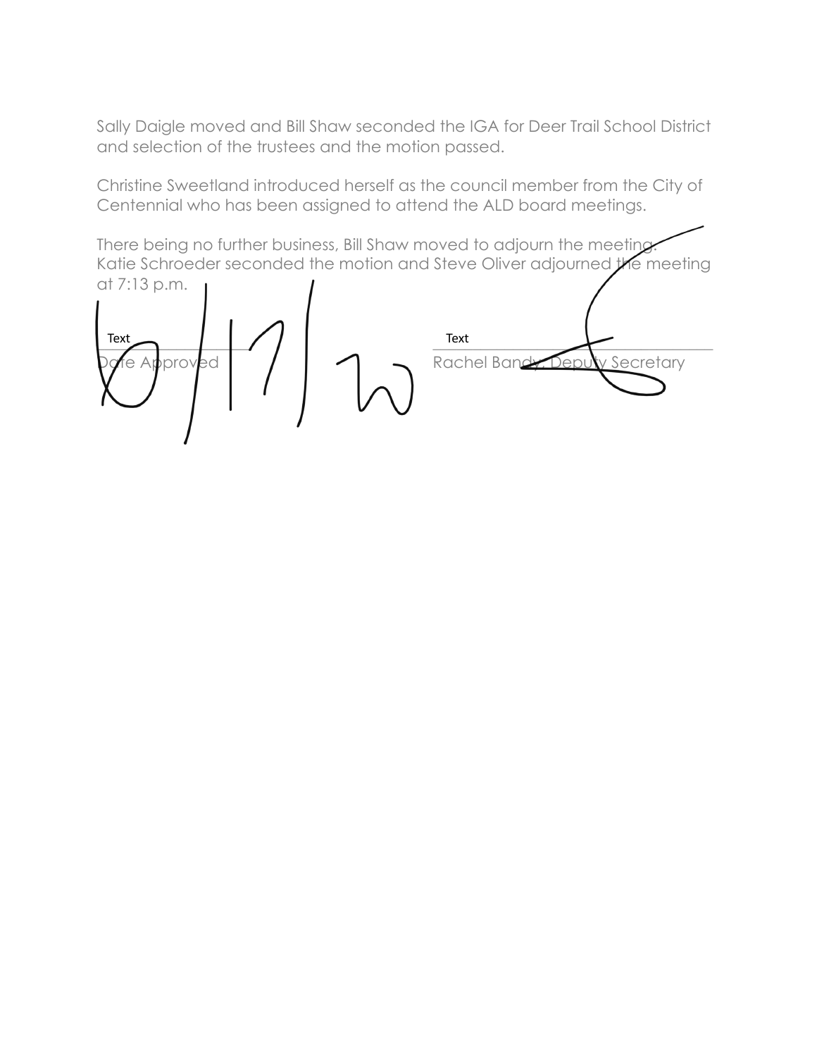Sally Daigle moved and Bill Shaw seconded the IGA for Deer Trail School District and selection of the trustees and the motion passed.

Christine Sweetland introduced herself as the council member from the City of Centennial who has been assigned to attend the ALD board meetings.

There being no further business, Bill Shaw moved to adjourn the meeting. Katie Schroeder seconded the motion and Steve Oliver adjourned the meeting at 7:13 p.m.

Text
6/17/20
Date Approved

Text
Rachel Bandy, Deputy Secretary